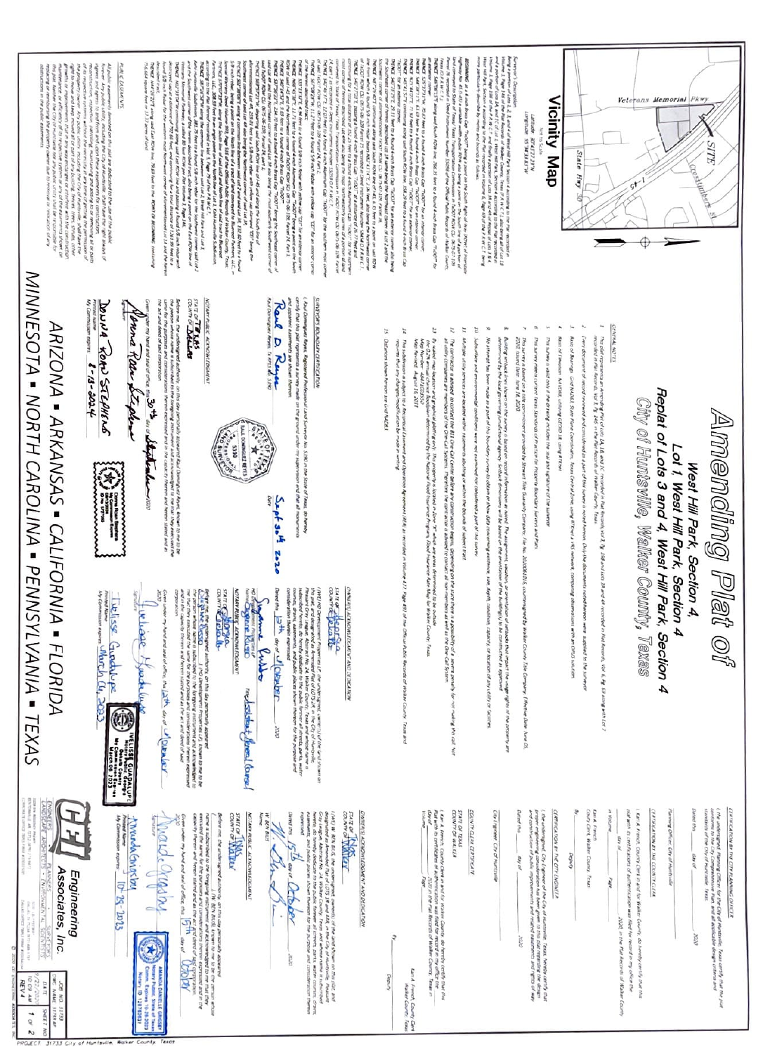# Amending Plat of

## West Hill Park, Section 4, Lot 1, West Hill Park, Section 4
## Replat of Lots 3 and 4 West Hill Park, Section 4
## City of Huntsville, Walker County, Texas

### Vicinity Map

Veterans Memorial Pkwy — SITE — State Hwy 30 — I-45 — Crosstimbers St

### GENERAL NOTES

1. This plat represents an Amending Plat of Lots 1A, 1B and 1C recorded in Plat Records, Vol 8, Pg 108 and Lots 3B and 4B recorded in Plat Records, Vol 6, Pg 63 along with Lot 7 recorded in Plat Records, Vol 3, Pg 146, in the Plat Records of Walker County, Texas.
2. Every document of record reviewed and considered as a part of this survey is noted hereon. Only the documents noted hereon were supplied to the surveyor.
3. Basis of Bearings: Grid NAD83, State Plane Coordinates, Texas Central Zone, using RTKnet & VRS network, comparing observations with an OPUS solution.
4. Basis of Elevation: NAVD88, utilizing GEOID 18, using RTKnet.
5. This survey is valid only if the drawing includes the seal and signature of the surveyor.
6. This survey meets current Texas Standards of Practice for Property Boundary Surveys and Plats.
7. This survey is based on a title commitment provided by Stewart Title Guaranty Company, File No. 2000081076, countersigned by Walker County Title Company, Effective Date June 05, 2020, Issued Date June 18, 2020.
8. Building setback lines shown on the plat are based on record information at hand. The assignment, location, or orientation of setbacks that impact the usage rights of the property are determined by the local governing jurisdictional agency.
9. No attempt has been made as a part of this boundary survey to obtain or show data concerning existence, size, depth, condition, capacity, or location of any utility or facilities.
10. Subsurface and environmental conditions were not examined nor considered a part of this survey.
11. Multiple utility services are located within easements abutting or within the bounds of subject tract.
12. The contractor is advised to contact the 811 One Call Center before any construction begins.
13. By scaled map location and graphical plotting only, This property is located in Zone "X" which are areas determined to be outside the 0.2% annual chance floodplain as determined by the National Flood Insurance Program, Flood Insurance Rate Map for Walker County, Texas. Map Revised: August 16, 2011.
14. This subdivision is subject to a Reciprocal Easement and Operation Agreement (REA) as recorded in Volume 827, Page 893 of the Official Public Records of Walker County, Texas and requires that any changes/modification be made in writing.
15. Distances shown hereon are Grid NAD83.

### Surveyor's Description

### PUBLIC EASEMENTS

All public easements dedicated on this plat are dedicated for the use of the public forever.

### SURVEYOR'S BOUNDARY CERTIFICATION

I, Raul Dominguez Reyes, Registered Professional Land Surveyor No. 5390 in the State of Texas, do hereby certify that this plat represents a survey made on the ground under my supervision and that all monuments and apparent easements are shown thereon.

Raul D. Reyes — Sept 30th 2020
Raul Dominguez Reyes, R.P.L.S. 5390 — Date

### NOTARY PUBLIC ACKNOWLEDGMENT

STATE OF Texas
COUNTY OF Dallas

Given under my hand and seal of office, this 30th day of September 2020

Donna Rose Stephens
Printed Name
My Commission expires 8-13-2024

### OWNER'S ACKNOWLEDGMENT AND DEDICATION

STATE OF Georgia
COUNTY OF Fulton

I (WE) MG Development Properties LP, the undersigned, owner(s) of the land shown on this plat, and designated herein as the Amending Plat of West Hill Park, Section 4, in the City of Huntsville, Walker County, Texas, do hereby dedicate to the public forever all streets, parks, water courses, drains, easements, and public places shown thereon for the purpose and consideration therein expressed.

Dated this 12th day of November 2020

### NOTARY PUBLIC ACKNOWLEDGMENT

STATE OF Georgia
COUNTY OF Fulton

Given under my hand and seal of office, this 12th day of November 2020

Telisse Guadalupe
Printed Name
My Commission expires March 06, 2023

### CERTIFICATION BY THE CITY PLANNING OFFICER

I, the undersigned, Planning Officer for the City of Huntsville, Texas certify that the plat conforms to the City Comprehensive Plan and all applicable design criteria and standards of the City of Huntsville, Texas.

Dated this ___ day of ___ 2020

Planning Officer, City of Huntsville

### CERTIFICATION BY THE COUNTY CLERK

I, Kari A. French, County Clerk in and for Walker County, do hereby certify that this plat with its certificates of authentication was filed for record in my office the ___ day of ___ 2020 in the Plat Records of Walker County in Volume ___ Page ___.

Kari A. French
County Clerk, Walker County, Texas

By ___ Deputy

### CERTIFICATION BY THE CITY ENGINEER

I, the undersigned, City Engineer of the City of Huntsville, Texas, hereby certify that proper engineering consideration has been given to this plat regarding the design and construction of public improvements and related easements and rights-of-way.

Dated this ___ day of ___ 2020

City Engineer, City of Huntsville

### COUNTY CLERK CERTIFICATE

STATE OF TEXAS
COUNTY OF WALKER

Kari A. French, County Clerk, Walker County, Texas

By ___ Deputy

### OWNER'S ACKNOWLEDGMENT AND DEDICATION

STATE OF Texas
COUNTY OF Walker

Dated this 15th day of October 2020

### NOTARY PUBLIC ACKNOWLEDGMENT

STATE OF Texas
COUNTY OF Walker

Given under my hand and seal of office, this 15th day of October

Amanda Grigsby
Printed Name
My Commission expires 10-28-2023

**CEI Engineering Associates, Inc.**

ENGINEERS • PLANNERS • LANDSCAPE ARCHITECTS • ENVIRONMENTAL SCIENTISTS

JOB NO. 31733 — DATE 9/29/2020 — REV 4 — SHEET 1 of 2

ARIZONA • ARKANSAS • CALIFORNIA • FLORIDA
MINNESOTA • NORTH CAROLINA • PENNSYLVANIA • TEXAS

PROJECT: 31733 City of Huntsville, Walker County, Texas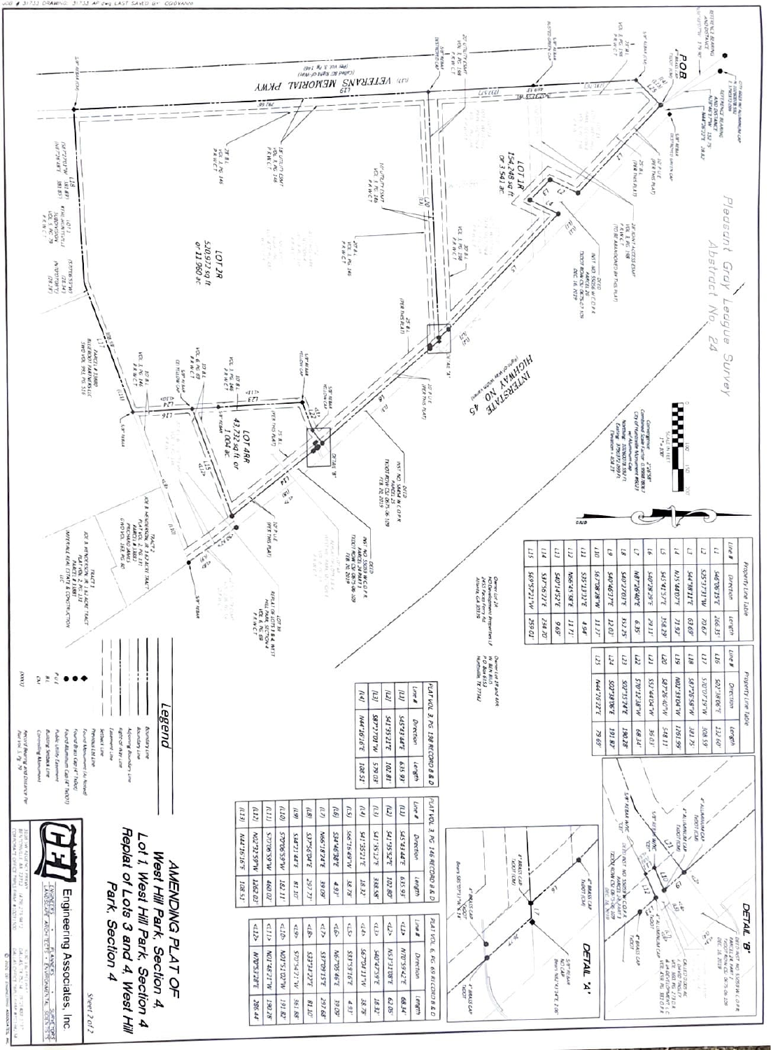# AMENDING PLAT OF West Hill Park, Section 4, Lot 1, West Hill Park, Section 4 Replat of Lots 3 and 4, West Hill Park, Section 4

Pleasant Gray League Survey Abstract No. 24

INTERSTATE HIGHWAY NO. 45

VETERANS MEMORIAL PKWY

LOT 1R 154,248 sq ft or 3.541 ac

LOT 2R 520,927 sq ft or 11.960 ac

LOT 4RR 43,732 sq ft or 1.004 ac

POB

DETAIL "A"

DETAIL "B"

| Line # | Direction | Length |
|---|---|---|
| L1 | S40°08'25"E | 266.35' |
| L2 | S35°37'31"W | 70.67' |
| L3 | S44°38'11"E | 63.69' |
| L4 | N35°40'07"E | 71.92' |
| L5 | S45°41'57"E | 358.29' |
| L6 | S40°28'31"E | 29.11' |
| L7 | N87°26'40"E | 6.35' |
| L8 | S40°37'03"E | 352.25' |
| L9 | S40°46'37"E | 12.03' |
| L10 | S67°08'38"W | 11.37' |
| L11 | S35°13'37"E | 4.94' |
| L12 | N56°45'58"E | 11.71' |
| L13 | S40°14'52"E | 9.69' |
| L14 | S37°26'27"E | 234.70' |
| L15 | S69°52'21"W | 259.02' |

| Line # | Direction | Length |
|---|---|---|
| L16 | S02°38'06"E | 132.60' |
| L17 | S70°07'19"W | 308.59' |
| L18 | S87°20'58"W | 381.75' |
| L19 | N02°39'04"W | 1261.99' |
| L20 | S87°26'40"W | 54.81' |
| L21 | S51°44'04"W | 36.03' |
| L22 | S70°12'38"W | 69.34' |
| L23 | S02°35'24"E | 190.28' |
| L24 | S02°38'06"E | 191.87' |
| L25 | N44°16'22"E | 79.69' |

PLAT VOL. 3, PG. 138 RECORD B & D

| Line # | Direction | Length |
|---|---|---|
| [L1] | S45°43'44"E | 635.93' |
| [L2] | S41°35'21"E | 102.81' |
| [L3] | S87°21'01"W | 579.03' |
| [L4] | N44°16'16"E | 108.51' |

PLAT VOL. 3, PG. 146 RECORD B & D

| Line # | Direction | Length |
|---|---|---|
| (L1) | S45°43'44"E | 635.93' |
| (L2) | S41°35'52"E | 102.80' |
| (L3) | S41°35'12"E | 18.32' |
| (L4) | S41°35'21"E | 18.32' |
| (L5) | S66°16'49"W | 38.78' |
| (L6) | S34°46'38"E | 4.93' |
| (L7) | N66°18'24"E | 39.09' |
| (L8) | S37°56'04"E | 297.73' |
| (L9) | S34°21'44"E | 81.10' |
| (L10) | S70°06'59"W | 182.11' |
| (L11) | S70°06'59"W | 460.02' |
| (L12) | N02°32'59"W | 1262.02' |
| (L13) | N44°16'16"E | 108.51' |

PLAT VOL. 6, PG. 69 RECORD B & D

| Line # | Direction | Length |
|---|---|---|
| <L1> | N70°59'42"E | 68.34' |
| <L2> | N53°31'08"E | 62.05' |
| <L3> | S40°47'59"E | 18.32' |
| <L4> | S67°04'11"W | 38.78' |
| <L5> | S33°35'16"E | 4.93' |
| <L6> | N67°05'46"E | 39.09' |
| <L7> | S37°09'15"E | 297.68' |
| <L8> | S33°34'22"E | 81.10' |
| <L9> | S70°54'21"W | 361.88' |
| <L10> | N01°51'02"W | 191.87' |
| <L11> | N01°46'21"W | 190.28' |
| <L12> | N70°53'28"E | 286.44' |

Owner Lot 1R:
Ocelot Development Properties LP
2455 Paces Ferry Rd
Atlanta, GA 30339

Owner Lot 2R and 4RR:
Ranger Ltd
P.O. Box 6153
Huntsville, TX 77342

Convergence:
Combined Scale Factor: 0.99987806
City of Huntsville Aluminum Cap
Northing: ...
Easting: ...
(Elevation = 406.17)

SCALE IN FEET
1" = 100'
0 50 100 200

GRID

## Legend

- Boundary Line
- Adjoining Boundary Line
- Right-of-Way Line
- Easement Line
- Setback Line
- Previous Lot Line
- Found Monument (As Noted)
- Found Brass Cap (TxDOT)
- Found Aluminum Cap (TxDOT)
- Public Utility Easement
- Building Setback Line
- Controlling Monument
- Record Bearing and Distance Per Plat Vol. 3, Pg. 138

CEI Engineering Associates, Inc.

ENGINEERS • PLANNERS • SURVEYORS
LANDSCAPE ARCHITECTS • ENVIRONMENTAL SCIENTISTS

Sheet 2 of 2